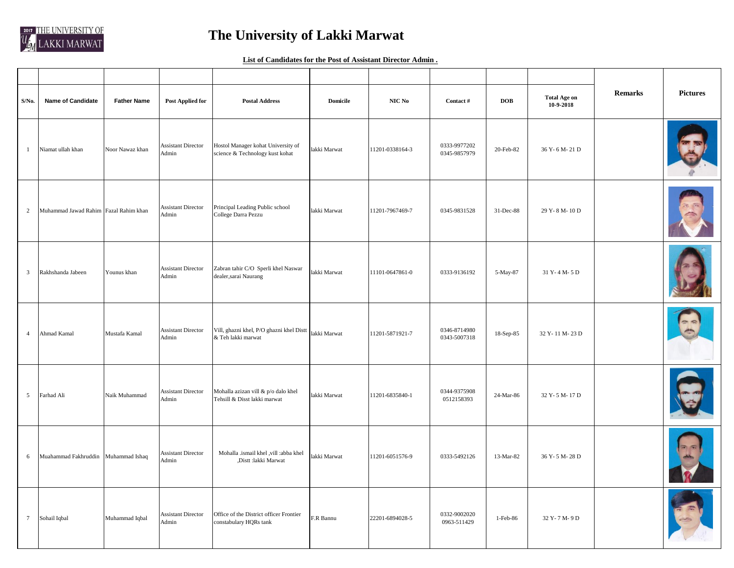# The University of Lakki Marwat

**List of Candidates for the Post of Assistant Director Admin .**

| S/No. | Name of Candidate | Father Name | Post Applied for | Postal Address | Domicile | NIC No | Contact # | DOB | Total Age on 10-9-2018 | Remarks | Pictures |
|---|---|---|---|---|---|---|---|---|---|---|---|
| 1 | Niamat ullah khan | Noor Nawaz khan | Assistant Director Admin | Hostol Manager kohat University of science & Technology kust kohat | lakki Marwat | 11201-0338164-3 | 0333-9977202 0345-9857979 | 20-Feb-82 | 36 Y- 6 M- 21 D | | |
| 2 | Muhammad Jawad Rahim | Fazal Rahim khan | Assistant Director Admin | Principal Leading Public school College Darra Pezzu | lakki Marwat | 11201-7967469-7 | 0345-9831528 | 31-Dec-88 | 29 Y- 8 M- 10 D | | |
| 3 | Rakhshanda Jabeen | Younus khan | Assistant Director Admin | Zabran tahir C/O Sperli khel Naswar dealer,sarai Naurang | lakki Marwat | 11101-0647861-0 | 0333-9136192 | 5-May-87 | 31 Y- 4 M- 5 D | | |
| 4 | Ahmad Kamal | Mustafa Kamal | Assistant Director Admin | Vill, ghazni khel, P/O ghazni khel Distt & Teh lakki marwat | lakki Marwat | 11201-5871921-7 | 0346-8714980 0343-5007318 | 18-Sep-85 | 32 Y- 11 M- 23 D | | |
| 5 | Farhad Ali | Naik Muhammad | Assistant Director Admin | Mohalla azizan vill & p/o dalo khel Tehsill & Disst lakki marwat | lakki Marwat | 11201-6835840-1 | 0344-9375908 0512158393 | 24-Mar-86 | 32 Y- 5 M- 17 D | | |
| 6 | Muahammad Fakhruddin | Muhammad Ishaq | Assistant Director Admin | Mohalla .ismail khel ,vill :abba khel ,Distt :lakki Marwat | lakki Marwat | 11201-6051576-9 | 0333-5492126 | 13-Mar-82 | 36 Y- 5 M- 28 D | | |
| 7 | Sohail Iqbal | Muhammad Iqbal | Assistant Director Admin | Office of the District officer Frontier constabulary HQRs tank | F.R Bannu | 22201-6894028-5 | 0332-9002020 0963-511429 | 1-Feb-86 | 32 Y- 7 M- 9 D | | |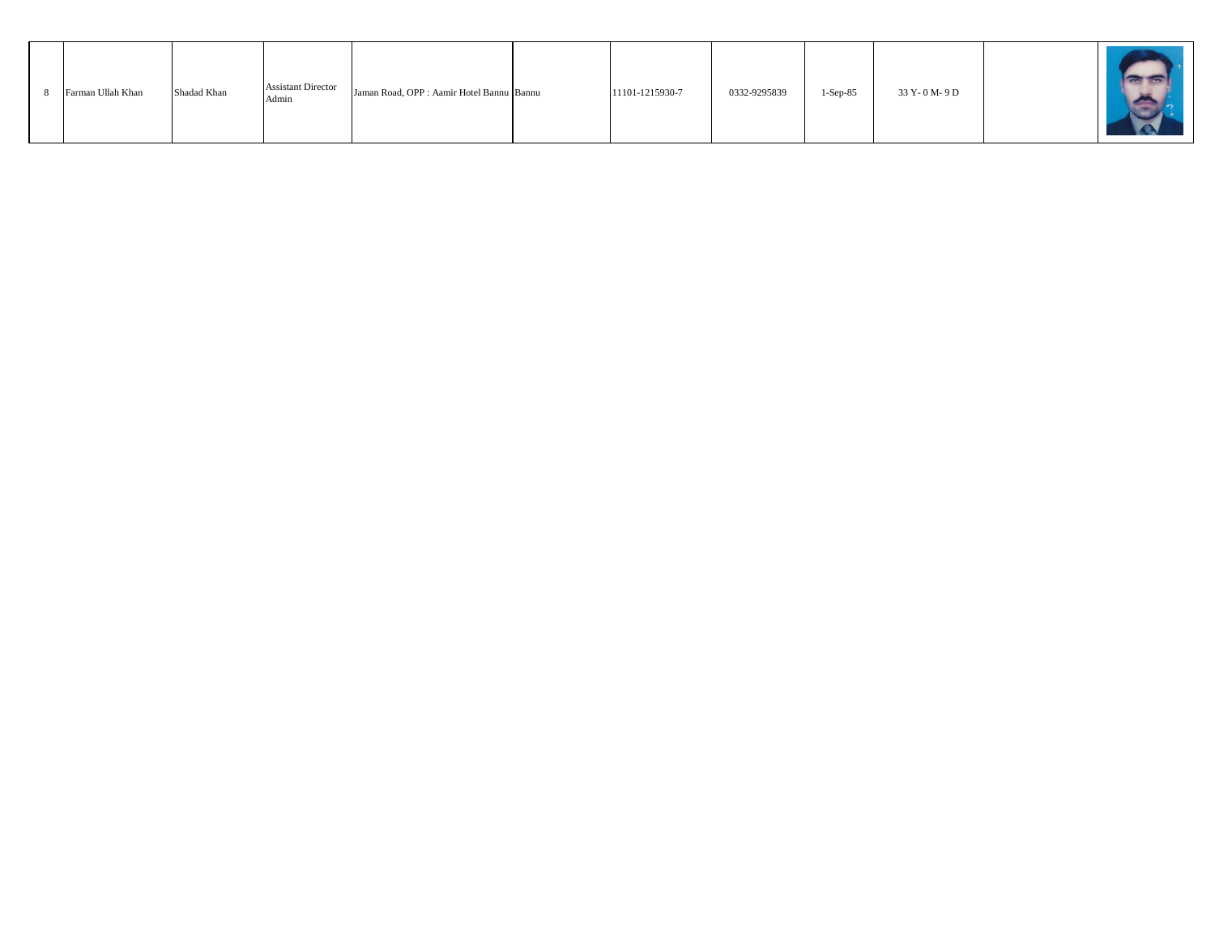| | | | | | | | | | | | |
|---|---|---|---|---|---|---|---|---|---|---|---|
| 8 | Farman Ullah Khan | Shadad Khan | Assistant Director Admin | Jaman Road, OPP : Aamir Hotel Bannu | Bannu | 11101-1215930-7 | 0332-9295839 | 1-Sep-85 | 33 Y- 0 M- 9 D | | |